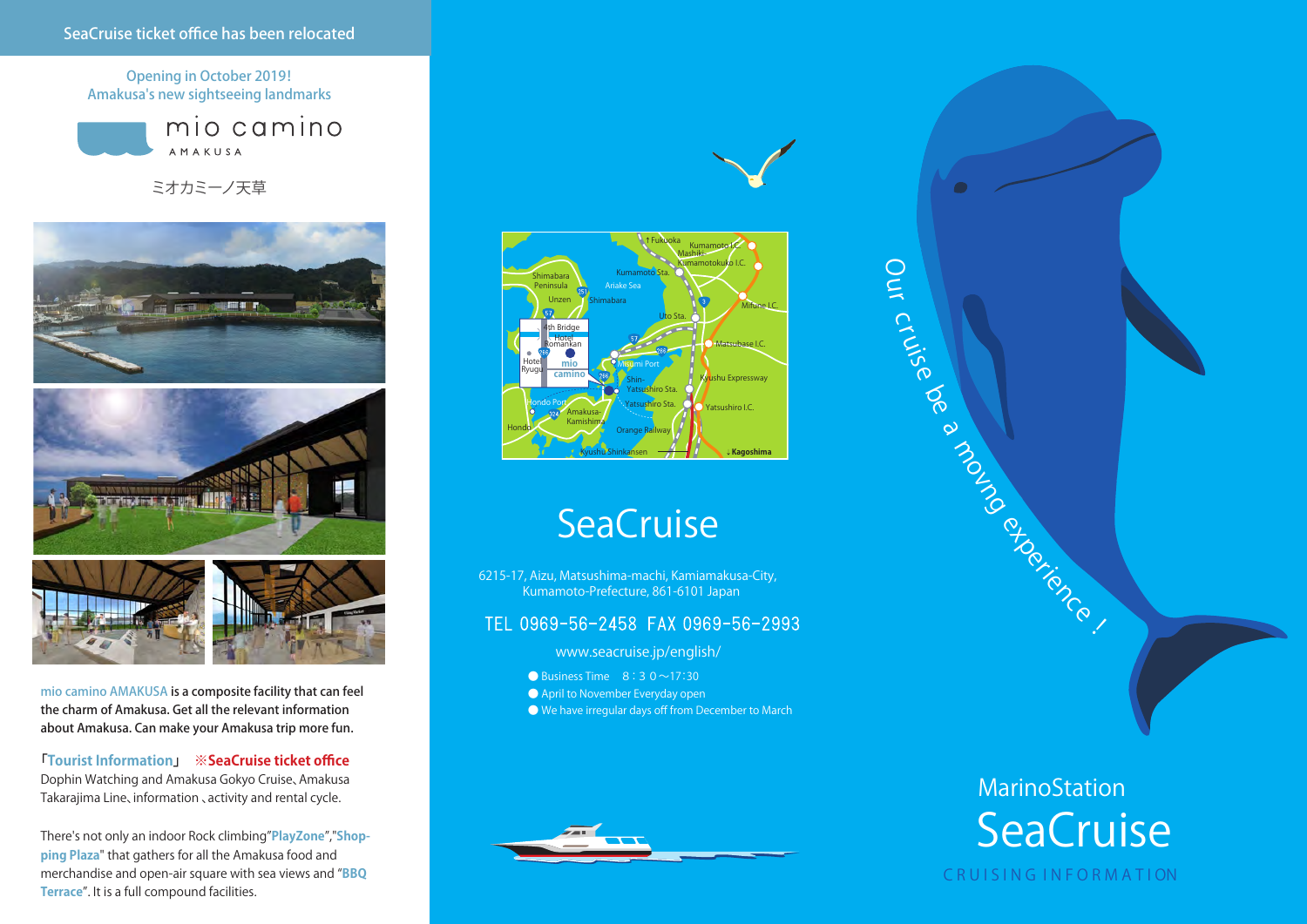## SeaCruise ticket office has been relocated

Opening in October 2019!
Amakusa's new sightseeing landmarks

mio camino
AMAKUSA

ミオカミーノ天草

mio camino AMAKUSA **is a composite facility that can feel the charm of Amakusa. Get all the relevant information about Amakusa. Can make your Amakusa trip more fun.**

「**Tourist Information**」 **※SeaCruise ticket office**
Dophin Watching and Amakusa Gokyo Cruise、Amakusa Takarajima Line、information 、activity and rental cycle.

There's not only an indoor Rock climbing"**PlayZone**","**Shopping Plaza**" that gathers for all the Amakusa food and merchandise and open-air square with sea views and "**BBQ Terrace**". It is a full compound facilities.

# SeaCruise

6215-17, Aizu, Matsushima-machi, Kamiamakusa-City,
Kumamoto-Prefecture, 861-6101 Japan

TEL 0969-56-2458 FAX 0969-56-2993

www.seacruise.jp/english/

- Business Time 8：3 0～17:30
- April to November Everyday open
- We have irregular days off from December to March

Our cruise be a moving experience !

MarinoStation
# SeaCruise
CRUISING INFORMATION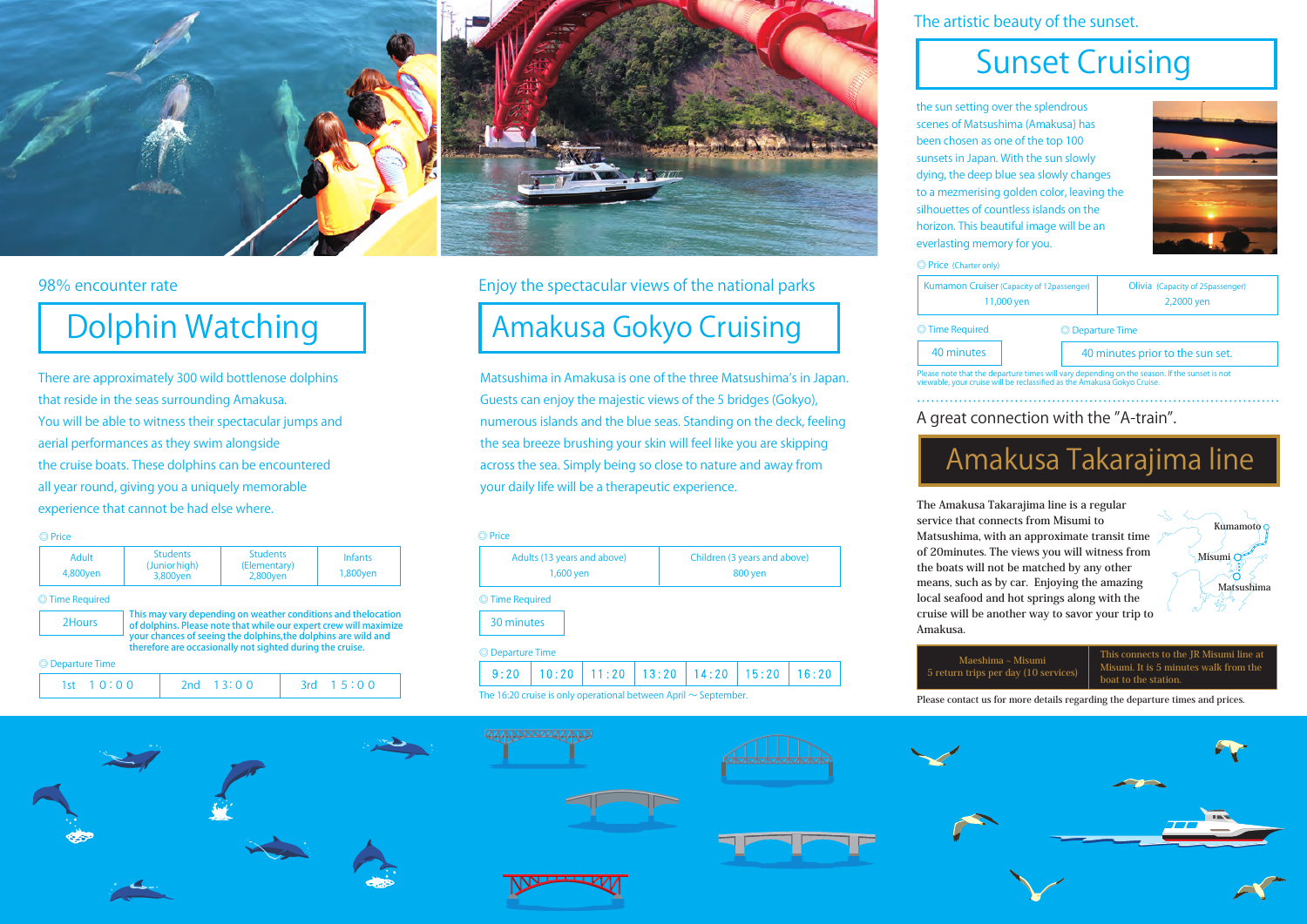98% encounter rate

# Dolphin Watching

There are approximately 300 wild bottlenose dolphins that reside in the seas surrounding Amakusa. You will be able to witness their spectacular jumps and aerial performances as they swim alongside the cruise boats. These dolphins can be encountered all year round, giving you a uniquely memorable experience that cannot be had else where.

◎ Price

| Adult | Students (Junior high) | Students (Elementary) | Infants |
|---|---|---|---|
| 4,800yen | 3,800yen | 2,800yen | 1,800yen |

◎ Time Required

| 2Hours |
|---|

This may vary depending on weather conditions and thelocation of dolphins. Please note that while our expert crew will maximize your chances of seeing the dolphins,the dolphins are wild and therefore are occasionally not sighted during the cruise.

◎ Departure Time

| 1st | 2nd | 3rd |
|---|---|---|
| 10:00 | 13:00 | 15:00 |

Enjoy the spectacular views of the national parks

# Amakusa Gokyo Cruising

Matsushima in Amakusa is one of the three Matsushima's in Japan. Guests can enjoy the majestic views of the 5 bridges (Gokyo), numerous islands and the blue seas. Standing on the deck, feeling the sea breeze brushing your skin will feel like you are skipping across the sea. Simply being so close to nature and away from your daily life will be a therapeutic experience.

◎ Price

| Adults (13 years and above) | Children (3 years and above) |
|---|---|
| 1,600 yen | 800 yen |

◎ Time Required

| 30 minutes |
|---|

◎ Departure Time

| | | | | | | |
|---|---|---|---|---|---|---|
| 9:20 | 10:20 | 11:20 | 13:20 | 14:20 | 15:20 | 16:20 |

The 16:20 cruise is only operational between April ～ September.

The artistic beauty of the sunset.

# Sunset Cruising

the sun setting over the splendrous scenes of Matsushima (Amakusa) has been chosen as one of the top 100 sunsets in Japan. With the sun slowly dying, the deep blue sea slowly changes to a mezmerising golden color, leaving the silhouettes of countless islands on the horizon. This beautiful image will be an everlasting memory for you.

◎ Price (Charter only)

| Kumamon Cruiser (Capacity of 12passenger) | Olivia (Capacity of 25passenger) |
|---|---|
| 11,000 yen | 2,2000 yen |

| ◎ Time Required | ◎ Departure Time |
|---|---|
| 40 minutes | 40 minutes prior to the sun set. |

Please note that the departure times will vary depending on the season. If the sunset is not viewable, your cruise will be reclassified as the Amakusa Gokyo Cruise.

A great connection with the "A-train".

# Amakusa Takarajima line

The Amakusa Takarajima line is a regular service that connects from Misumi to Matsushima, with an approximate transit time of 20minutes. The views you will witness from the boats will not be matched by any other means, such as by car. Enjoying the amazing local seafood and hot springs along with the cruise will be another way to savor your trip to Amakusa.

Kumamoto
Misumi
Matsushima

| | |
|---|---|
| Maeshima ~ Misumi<br>5 return trips per day (10 services) | This connects to the JR Misumi line at Misumi. It is 5 minutes walk from the boat to the station. |

Please contact us for more details regarding the departure times and prices.